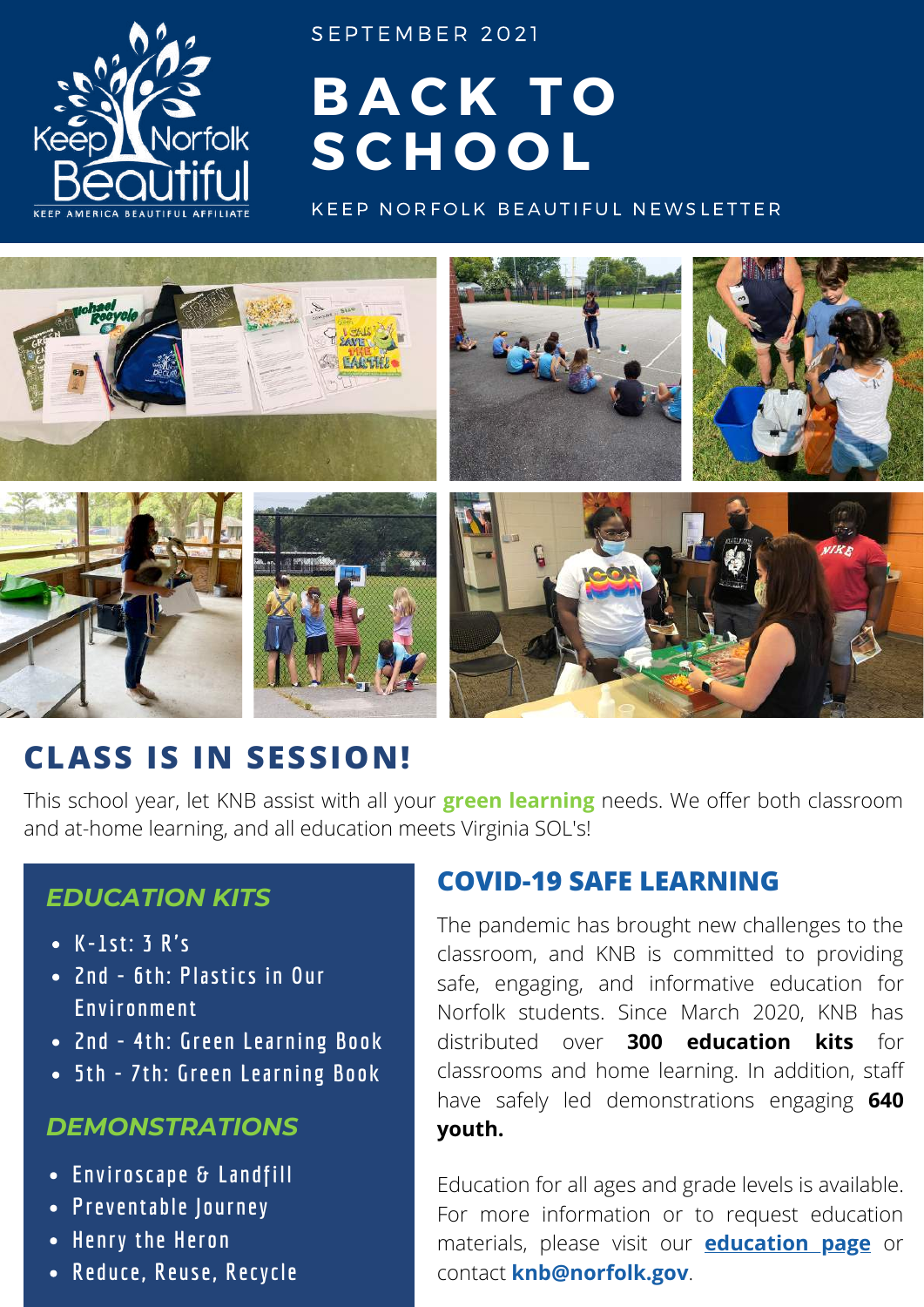SEPTEMBER 2021

# BACK TO SCHOOL

KEEP NORFOLK BEAUTIFUL NEWSLETTER

## CLASS IS IN SESSION!

This school year, let KNB assist with all your **green learning** needs. We offer both classroom and at-home learning, and all education meets Virginia SOL's!

### *EDUCATION KITS*

- K-1st: 3 R's
- 2nd - 6th: Plastics in Our Environment
- 2nd - 4th: Green Learning Book
- 5th - 7th: Green Learning Book

### *DEMONSTRATIONS*

- Enviroscape & Landfill
- Preventable Journey
- Henry the Heron
- Reduce, Reuse, Recycle

### COVID-19 SAFE LEARNING

The pandemic has brought new challenges to the classroom, and KNB is committed to providing safe, engaging, and informative education for Norfolk students. Since March 2020, KNB has distributed over **300 education kits** for classrooms and home learning. In addition, staff have safely led demonstrations engaging **640 youth.**

Education for all ages and grade levels is available. For more information or to request education materials, please visit our **education page** or contact **knb@norfolk.gov**.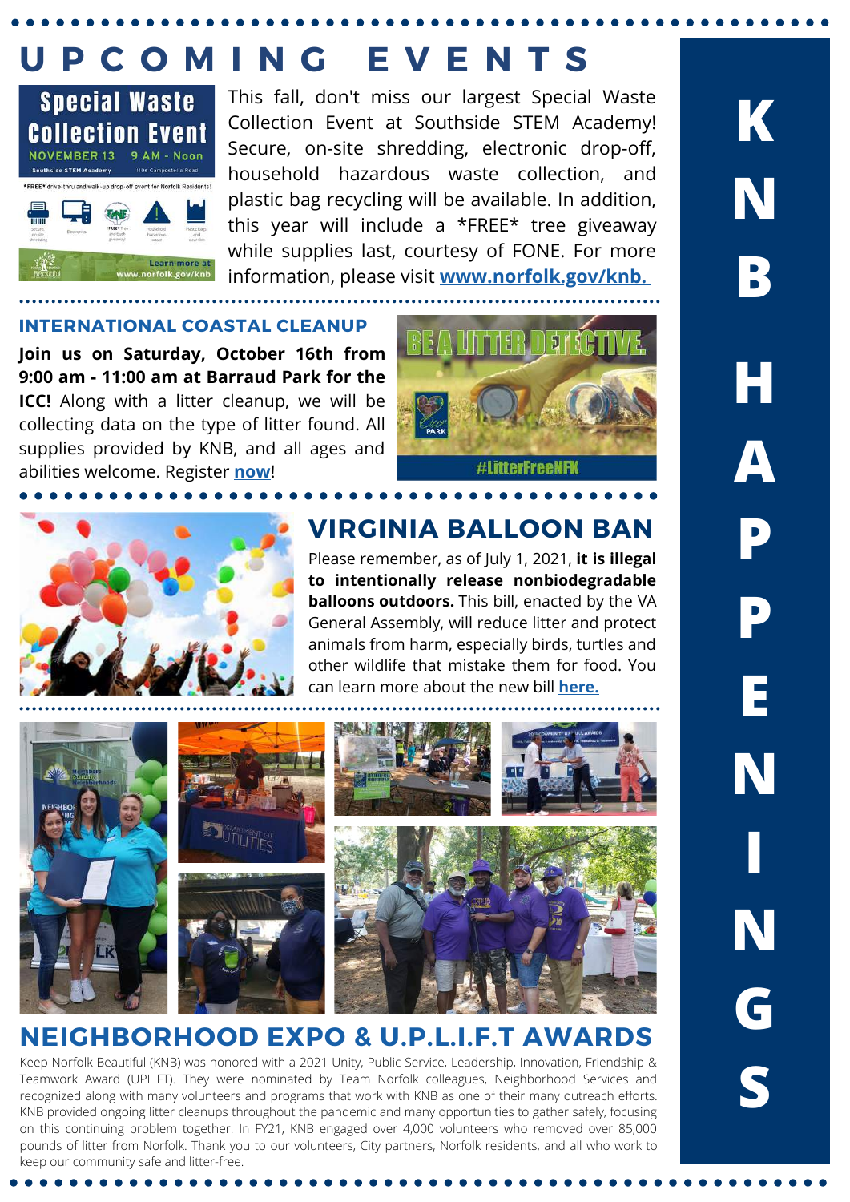# UPCOMING EVENTS

This fall, don't miss our largest Special Waste Collection Event at Southside STEM Academy! Secure, on-site shredding, electronic drop-off, household hazardous waste collection, and plastic bag recycling will be available. In addition, this year will include a *FREE* tree giveaway while supplies last, courtesy of FONE. For more information, please visit **[www.norfolk.gov/knb.](www.norfolk.gov/knb)**

## INTERNATIONAL COASTAL CLEANUP

**Join us on Saturday, October 16th from 9:00 am - 11:00 am at Barraud Park for the ICC!** Along with a litter cleanup, we will be collecting data on the type of litter found. All supplies provided by KNB, and all ages and abilities welcome. Register **now**!

## VIRGINIA BALLOON BAN

Please remember, as of July 1, 2021, **it is illegal to intentionally release nonbiodegradable balloons outdoors.** This bill, enacted by the VA General Assembly, will reduce litter and protect animals from harm, especially birds, turtles and other wildlife that mistake them for food. You can learn more about the new bill **here.**

## NEIGHBORHOOD EXPO & U.P.L.I.F.T AWARDS

Keep Norfolk Beautiful (KNB) was honored with a 2021 Unity, Public Service, Leadership, Innovation, Friendship & Teamwork Award (UPLIFT). They were nominated by Team Norfolk colleagues, Neighborhood Services and recognized along with many volunteers and programs that work with KNB as one of their many outreach efforts. KNB provided ongoing litter cleanups throughout the pandemic and many opportunities to gather safely, focusing on this continuing problem together. In FY21, KNB engaged over 4,000 volunteers who removed over 85,000 pounds of litter from Norfolk. Thank you to our volunteers, City partners, Norfolk residents, and all who work to keep our community safe and litter-free.

KNB HAPPENINGS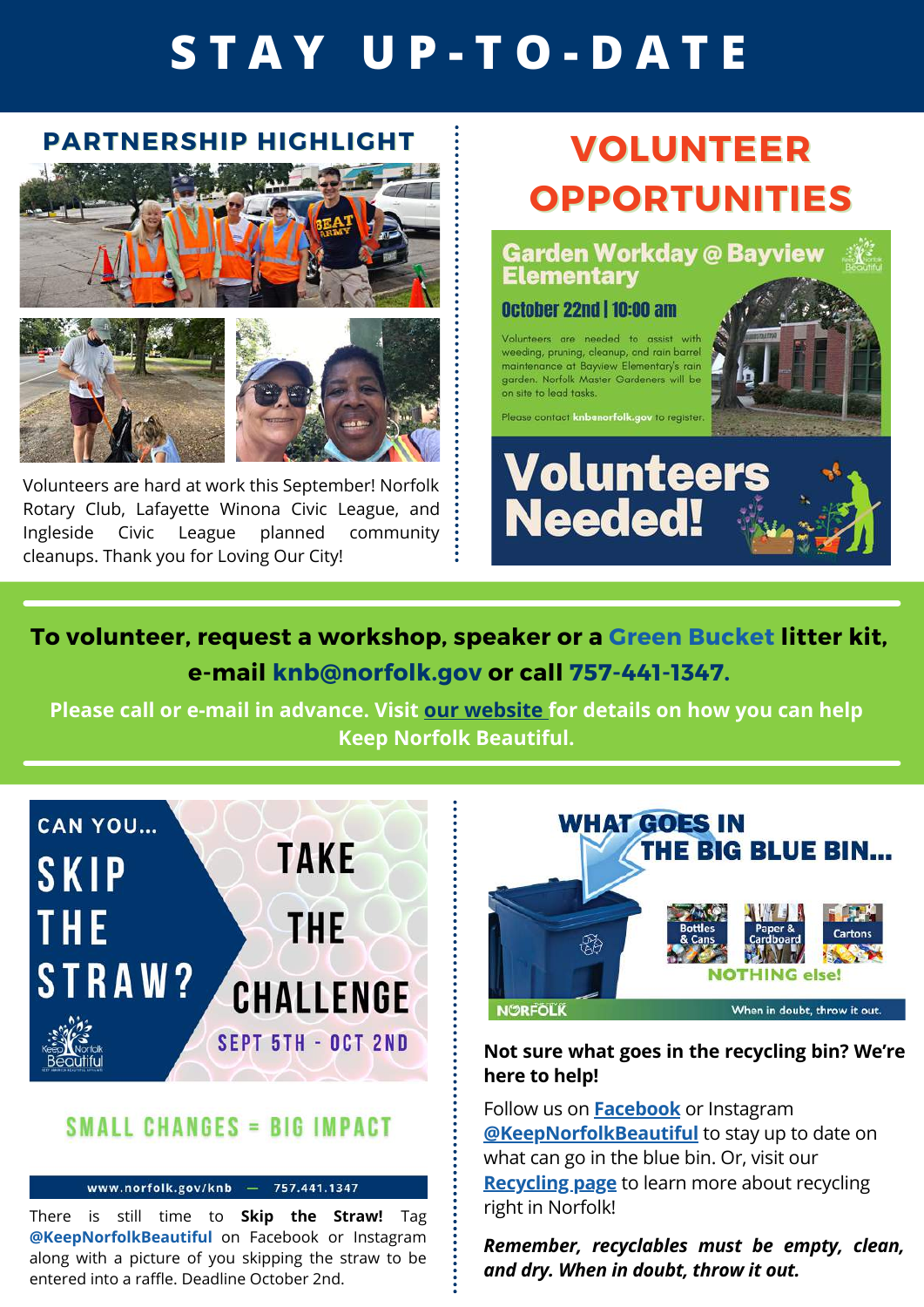# STAY UP-TO-DATE

## PARTNERSHIP HIGHLIGHT

Volunteers are hard at work this September! Norfolk Rotary Club, Lafayette Winona Civic League, and Ingleside Civic League planned community cleanups. Thank you for Loving Our City!

## VOLUNTEER OPPORTUNITIES

### Garden Workday @ Bayview Elementary

**October 22nd | 10:00 am**

Volunteers are needed to assist with weeding, pruning, cleanup, and rain barrel maintenance at Bayview Elementary's rain garden. Norfolk Master Gardeners will be on site to lead tasks.

Please contact **knb@norfolk.gov** to register.

**Volunteers Needed!**

---

**To volunteer, request a workshop, speaker or a Green Bucket litter kit, e-mail knb@norfolk.gov or call 757-441-1347.**

**Please call or e-mail in advance. Visit our website for details on how you can help Keep Norfolk Beautiful.**

---

## CAN YOU... SKIP THE STRAW? TAKE THE CHALLENGE

SEPT 5TH - OCT 2ND

**SMALL CHANGES = BIG IMPACT**

www.norfolk.gov/knb — 757.441.1347

There is still time to **Skip the Straw!** Tag **@KeepNorfolkBeautiful** on Facebook or Instagram along with a picture of you skipping the straw to be entered into a raffle. Deadline October 2nd.

## WHAT GOES IN THE BIG BLUE BIN...

Bottles & Cans | Paper & Cardboard | Cartons

NOTHING else!

NORFOLK — When in doubt, throw it out.

**Not sure what goes in the recycling bin? We're here to help!**

Follow us on **Facebook** or Instagram **@KeepNorfolkBeautiful** to stay up to date on what can go in the blue bin. Or, visit our **Recycling page** to learn more about recycling right in Norfolk!

***Remember, recyclables must be empty, clean, and dry. When in doubt, throw it out.***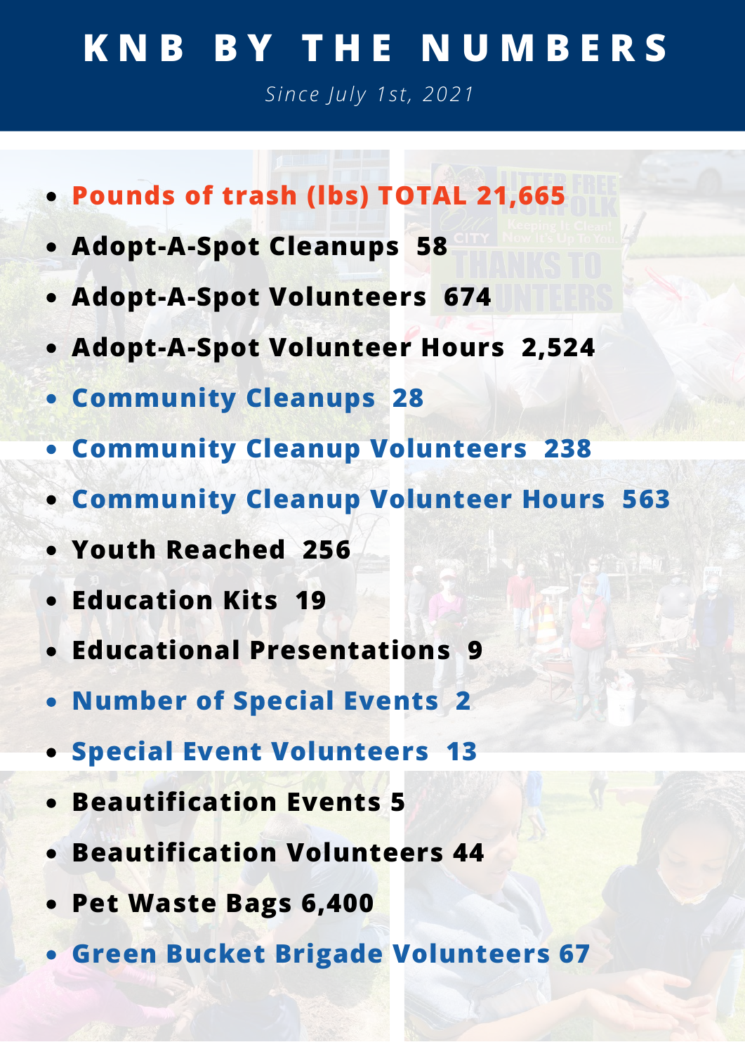# KNB BY THE NUMBERS

*Since July 1st, 2021*

- **Pounds of trash (lbs) TOTAL 21,665**
- **Adopt-A-Spot Cleanups 58**
- **Adopt-A-Spot Volunteers 674**
- **Adopt-A-Spot Volunteer Hours 2,524**
- **Community Cleanups 28**
- **Community Cleanup Volunteers 238**
- **Community Cleanup Volunteer Hours 563**
- **Youth Reached 256**
- **Education Kits 19**
- **Educational Presentations 9**
- **Number of Special Events 2**
- **Special Event Volunteers 13**
- **Beautification Events 5**
- **Beautification Volunteers 44**
- **Pet Waste Bags 6,400**
- **Green Bucket Brigade Volunteers 67**